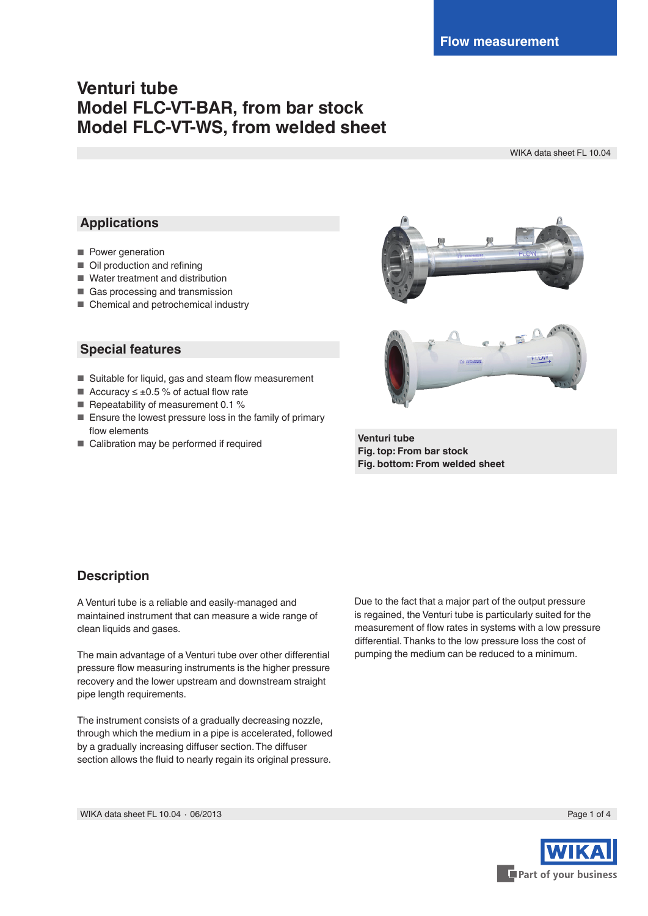# Venturi tube
# Model FLC-VT-BAR, from bar stock
# Model FLC-VT-WS, from welded sheet

WIKA data sheet FL 10.04

## Applications

- Power generation
- Oil production and refining
- Water treatment and distribution
- Gas processing and transmission
- Chemical and petrochemical industry

## Special features

- Suitable for liquid, gas and steam flow measurement
- Accuracy ≤ ±0.5 % of actual flow rate
- Repeatability of measurement 0.1 %
- Ensure the lowest pressure loss in the family of primary flow elements
- Calibration may be performed if required

**Venturi tube**
**Fig. top: From bar stock**
**Fig. bottom: From welded sheet**

## Description

A Venturi tube is a reliable and easily-managed and maintained instrument that can measure a wide range of clean liquids and gases.

The main advantage of a Venturi tube over other differential pressure flow measuring instruments is the higher pressure recovery and the lower upstream and downstream straight pipe length requirements.

The instrument consists of a gradually decreasing nozzle, through which the medium in a pipe is accelerated, followed by a gradually increasing diffuser section. The diffuser section allows the fluid to nearly regain its original pressure.

Due to the fact that a major part of the output pressure is regained, the Venturi tube is particularly suited for the measurement of flow rates in systems with a low pressure differential. Thanks to the low pressure loss the cost of pumping the medium can be reduced to a minimum.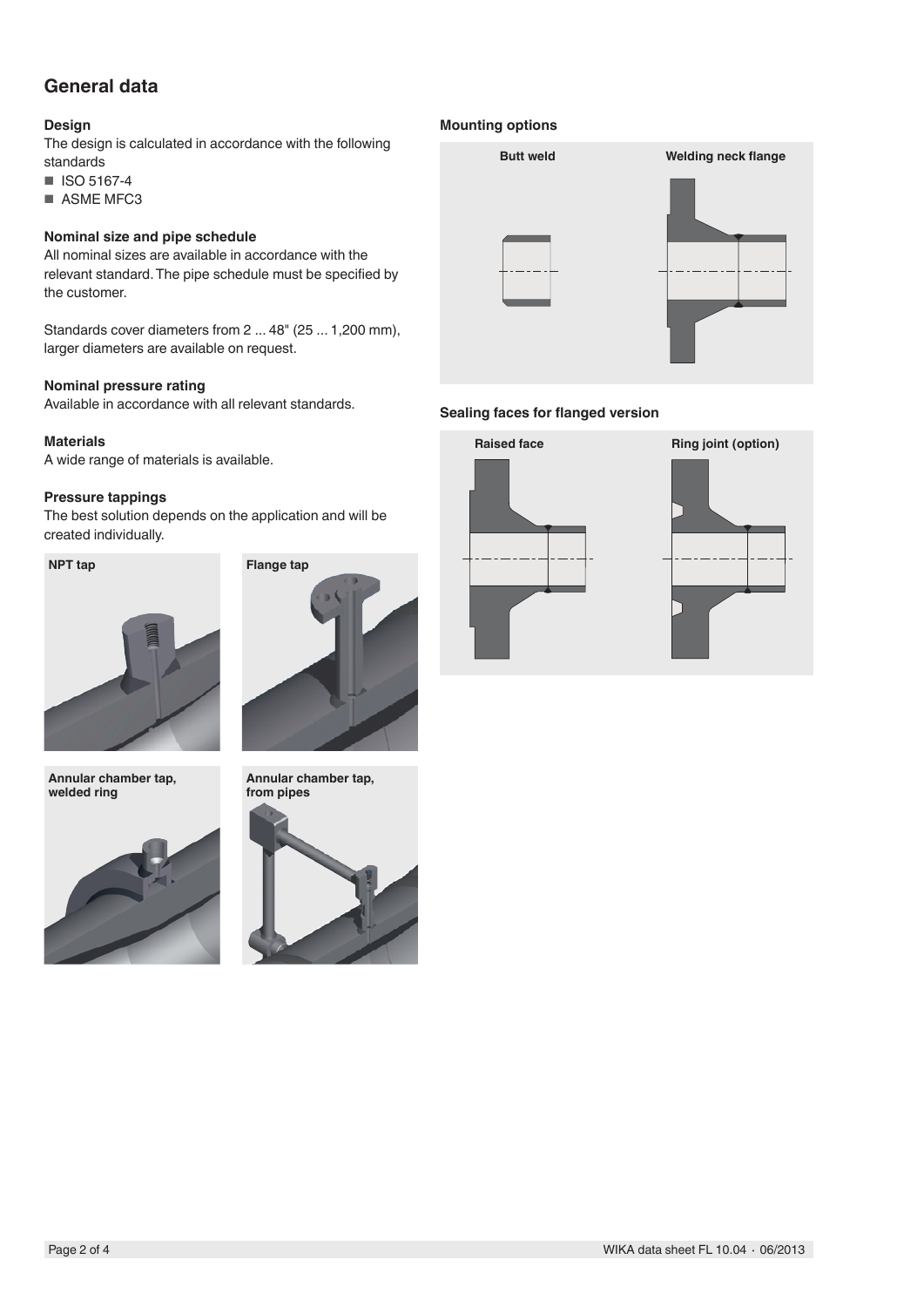## General data

### Design

The design is calculated in accordance with the following standards

- ISO 5167-4
- ASME MFC3

### Nominal size and pipe schedule

All nominal sizes are available in accordance with the relevant standard. The pipe schedule must be specified by the customer.

Standards cover diameters from 2 ... 48" (25 ... 1,200 mm), larger diameters are available on request.

### Nominal pressure rating

Available in accordance with all relevant standards.

### Materials

A wide range of materials is available.

### Pressure tappings

The best solution depends on the application and will be created individually.

**NPT tap**

**Flange tap**

**Annular chamber tap, welded ring**

**Annular chamber tap, from pipes**

### Mounting options

**Butt weld**

**Welding neck flange**

### Sealing faces for flanged version

**Raised face**

**Ring joint (option)**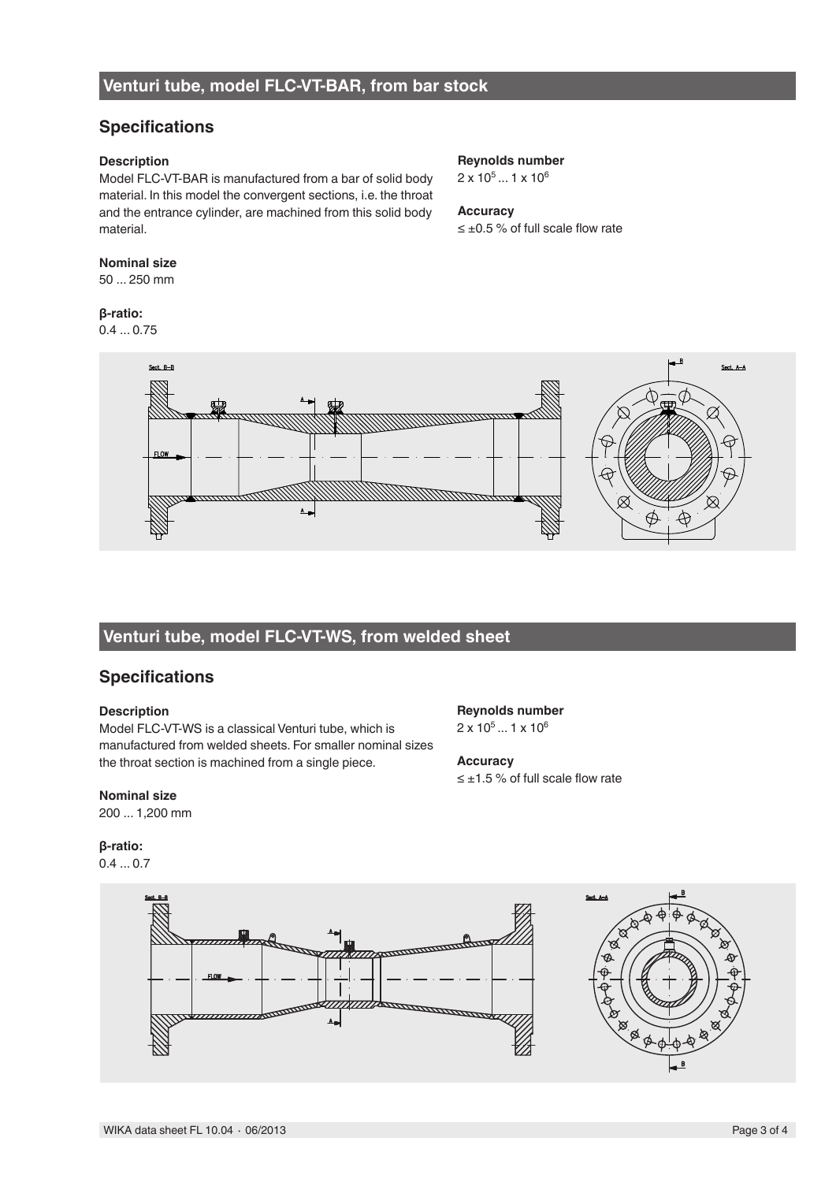## Venturi tube, model FLC-VT-BAR, from bar stock

### Specifications

**Description**

Model FLC-VT-BAR is manufactured from a bar of solid body material. In this model the convergent sections, i.e. the throat and the entrance cylinder, are machined from this solid body material.

**Nominal size**

50 ... 250 mm

**β-ratio:**

0.4 ... 0.75

**Reynolds number**

$2 \times 10^5 \ldots 1 \times 10^6$

**Accuracy**

≤ ±0.5 % of full scale flow rate

## Venturi tube, model FLC-VT-WS, from welded sheet

### Specifications

**Description**

Model FLC-VT-WS is a classical Venturi tube, which is manufactured from welded sheets. For smaller nominal sizes the throat section is machined from a single piece.

**Nominal size**

200 ... 1,200 mm

**β-ratio:**

0.4 ... 0.7

**Reynolds number**

$2 \times 10^5 \ldots 1 \times 10^6$

**Accuracy**

≤ ±1.5 % of full scale flow rate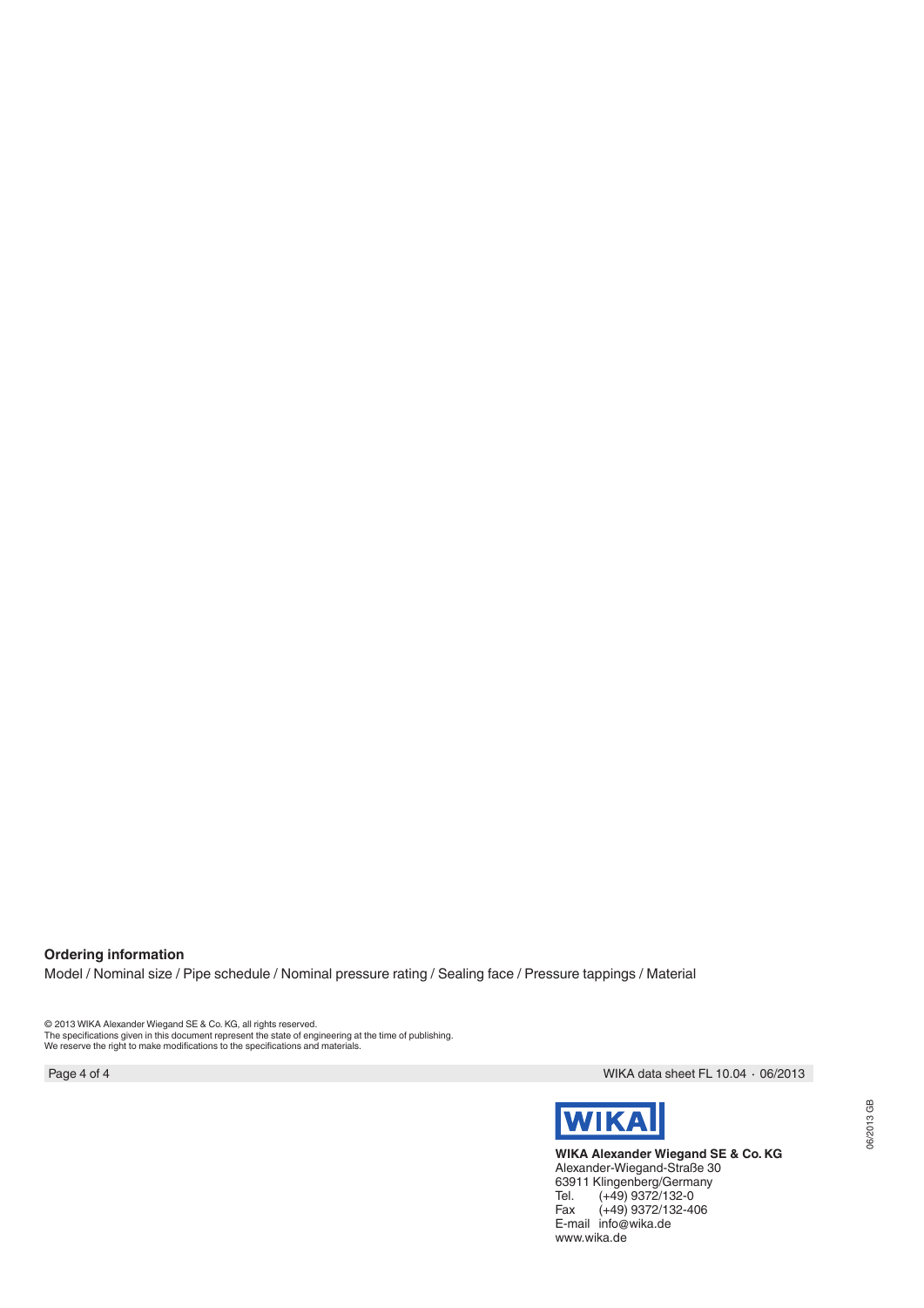**Ordering information**

Model / Nominal size / Pipe schedule / Nominal pressure rating / Sealing face / Pressure tappings / Material

© 2013 WIKA Alexander Wiegand SE & Co. KG, all rights reserved.
The specifications given in this document represent the state of engineering at the time of publishing.
We reserve the right to modifications to the specifications and materials.

**WIKA Alexander Wiegand SE & Co. KG**
Alexander-Wiegand-Straße 30
63911 Klingenberg/Germany
Tel. (+49) 9372/132-0
Fax (+49) 9372/132-406
E-mail info@wika.de
www.wika.de

06/2013 GB